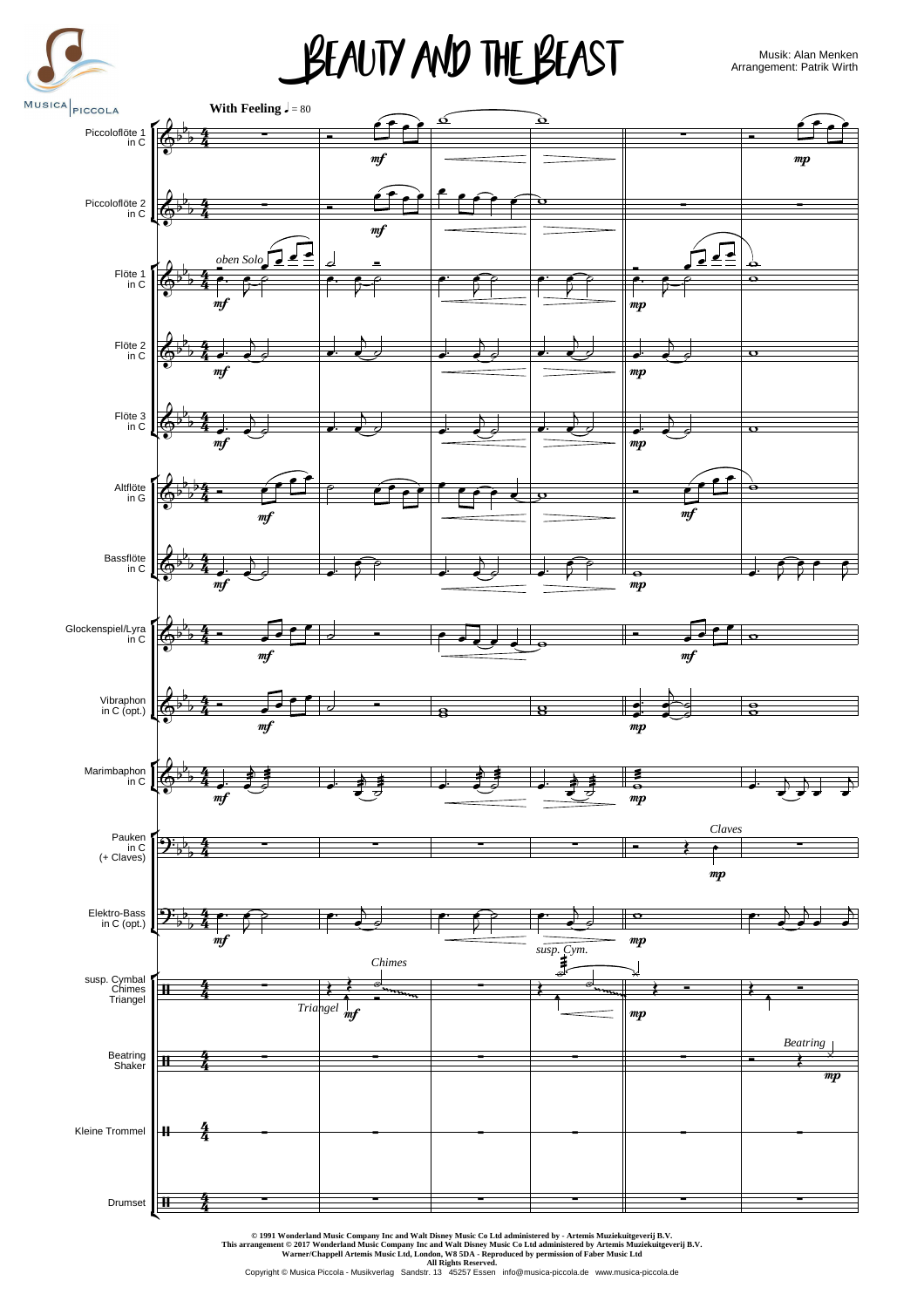# BEAUTY AND THE BEAST

Musik: Alan Menken
Arrangement: Patrik Wirth

**With Feeling** ♩ = 80

Piccoloflöte 1 in C
Piccoloflöte 2 in C
Flöte 1 in C
Flöte 2 in C
Flöte 3 in C
Altflöte in G
Bassflöte in C
Glockenspiel/Lyra in C
Vibraphon in C (opt.)
Marimbaphon in C
Pauken in C (+ Claves)
Elektro-Bass in C (opt.)
susp. Cymbal Chimes Triangel
Beatring Shaker
Kleine Trommel
Drumset

© 1991 Wonderland Music Company Inc and Walt Disney Music Co Ltd administered by - Artemis Muziekuitgeverij B.V.
This arrangement © 2017 Wonderland Music Company Inc and Walt Disney Music Co Ltd administered by Artemis Muziekuitgeverij B.V.
Warner/Chappell Artemis Music Ltd, London, W8 5DA - Reproduced by permission of Faber Music Ltd
All Rights Reserved.
Copyright © Musica Piccola - Musikverlag Sandstr. 13 45257 Essen info@musica-piccola.de www.musica-piccola.de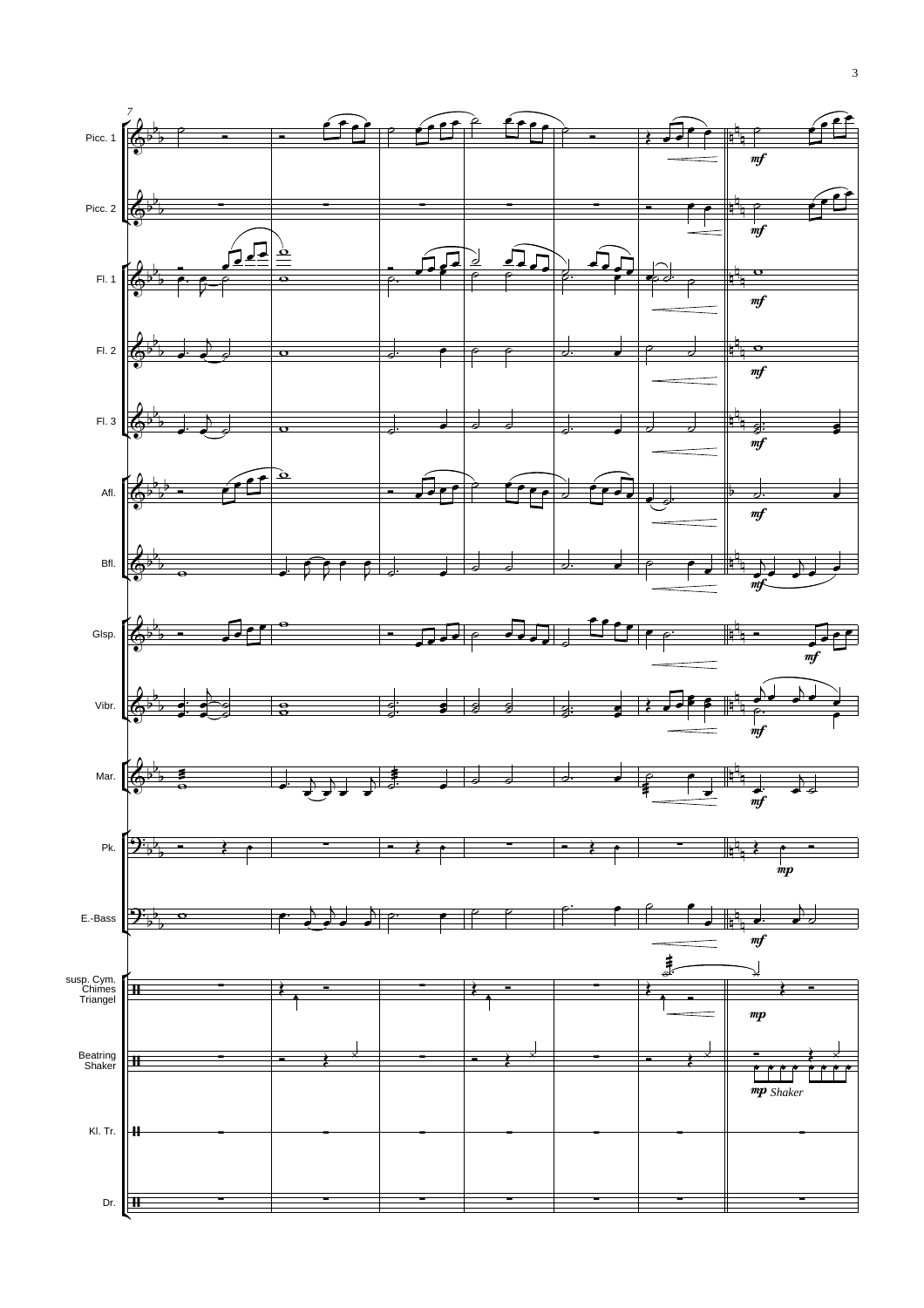Picc. 1

Picc. 2

Fl. 1

Fl. 2

Fl. 3

Afl.

Bfl.

Glsp.

Vibr.

Mar.

Pk.

E.-Bass

susp. Cym.
Chimes
Triangel

Beatring
Shaker

Kl. Tr.

Dr.

*mf*

*mp*

*mp Shaker*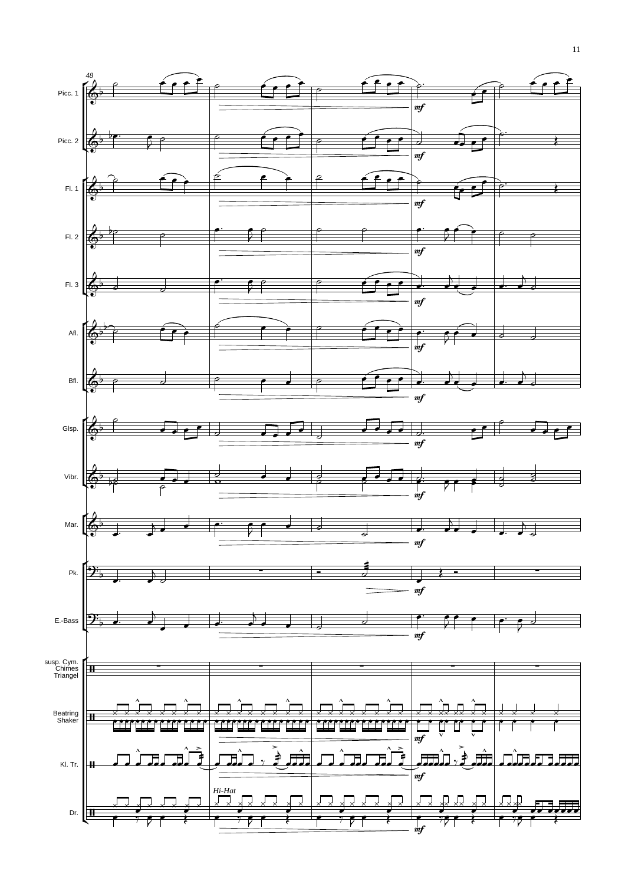48

Picc. 1

Picc. 2

Fl. 1

Fl. 2

Fl. 3

Afl.

Bfl.

Glsp.

Vibr.

Mar.

Pk.

E.-Bass

susp. Cym.
Chimes
Triangel

Beatring
Shaker

Kl. Tr.

Dr.

*mf*

*Hi-Hat*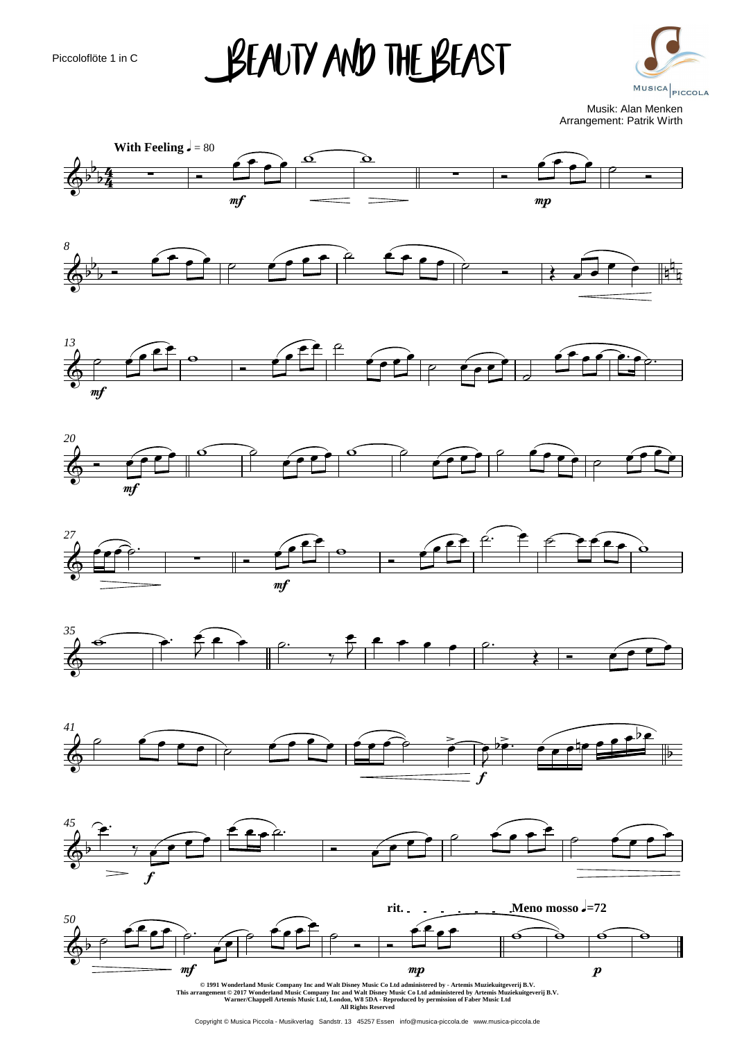Piccoloflöte 1 in C

# Beauty and the Beast

Musik: Alan Menken
Arrangement: Patrik Wirth

**With Feeling** ♩ = 80

**rit.** **Meno mosso** ♩=72

**© 1991 Wonderland Music Company Inc and Walt Disney Music Co Ltd administered by - Artemis Muziekuitgeverij B.V.**
**This arrangement © 2017 Wonderland Music Company Inc and Walt Disney Music Co Ltd administered by Artemis Muziekuitgeverij B.V.**
**Warner/Chappell Artemis Music Ltd, London, W8 5DA - Reproduced by permission of Faber Music Ltd**
**All Rights Reserved**

Copyright © Musica Piccola - Musikverlag Sandstr. 13 45257 Essen info@musica-piccola.de www.musica-piccola.de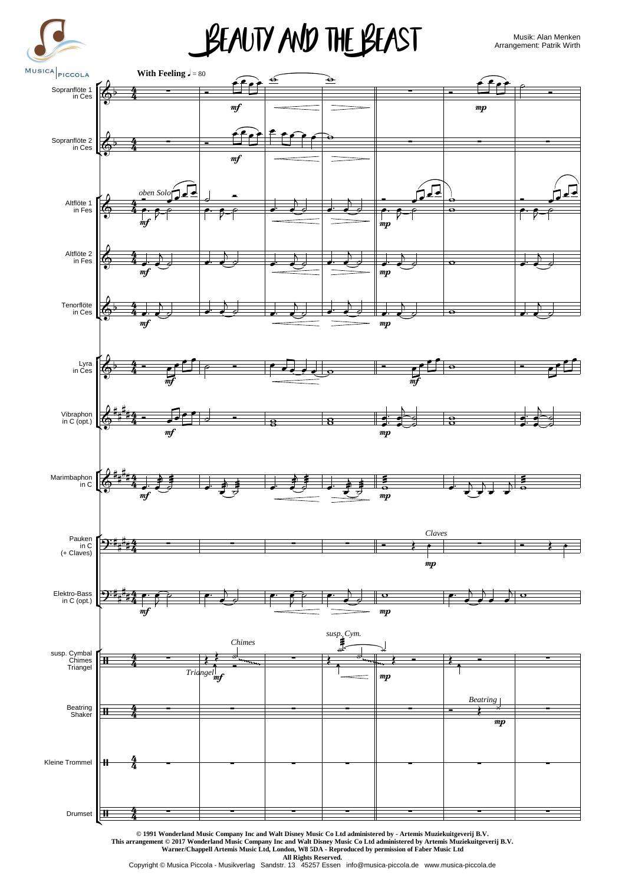# Beauty and the Beast

Musik: Alan Menken
Arrangement: Patrik Wirth

**With Feeling** ♩ = 80

Sopranflöte 1 in Ces
Sopranflöte 2 in Ces
Altflöte 1 in Fes
Altflöte 2 in Fes
Tenorflöte in Ces
Lyra in Ces
Vibraphon in C (opt.)
Marimbaphon in C
Pauken in C (+ Claves)
Elektro-Bass in C (opt.)
susp. Cymbal Chimes Triangel
Beatring Shaker
Kleine Trommel
Drumset

© 1991 Wonderland Music Company Inc and Walt Disney Music Co Ltd administered by - Artemis Muziekuitgeverij B.V.
This arrangement © 2017 Wonderland Music Company Inc and Walt Disney Music Co Ltd administered by Artemis Muziekuitgeverij B.V.
Warner/Chappell Artemis Music Ltd, London, W8 5DA - Reproduced by permission of Faber Music Ltd
All Rights Reserved.
Copyright © Musica Piccola - Musikverlag Sandstr. 13 45257 Essen info@musica-piccola.de www.musica-piccola.de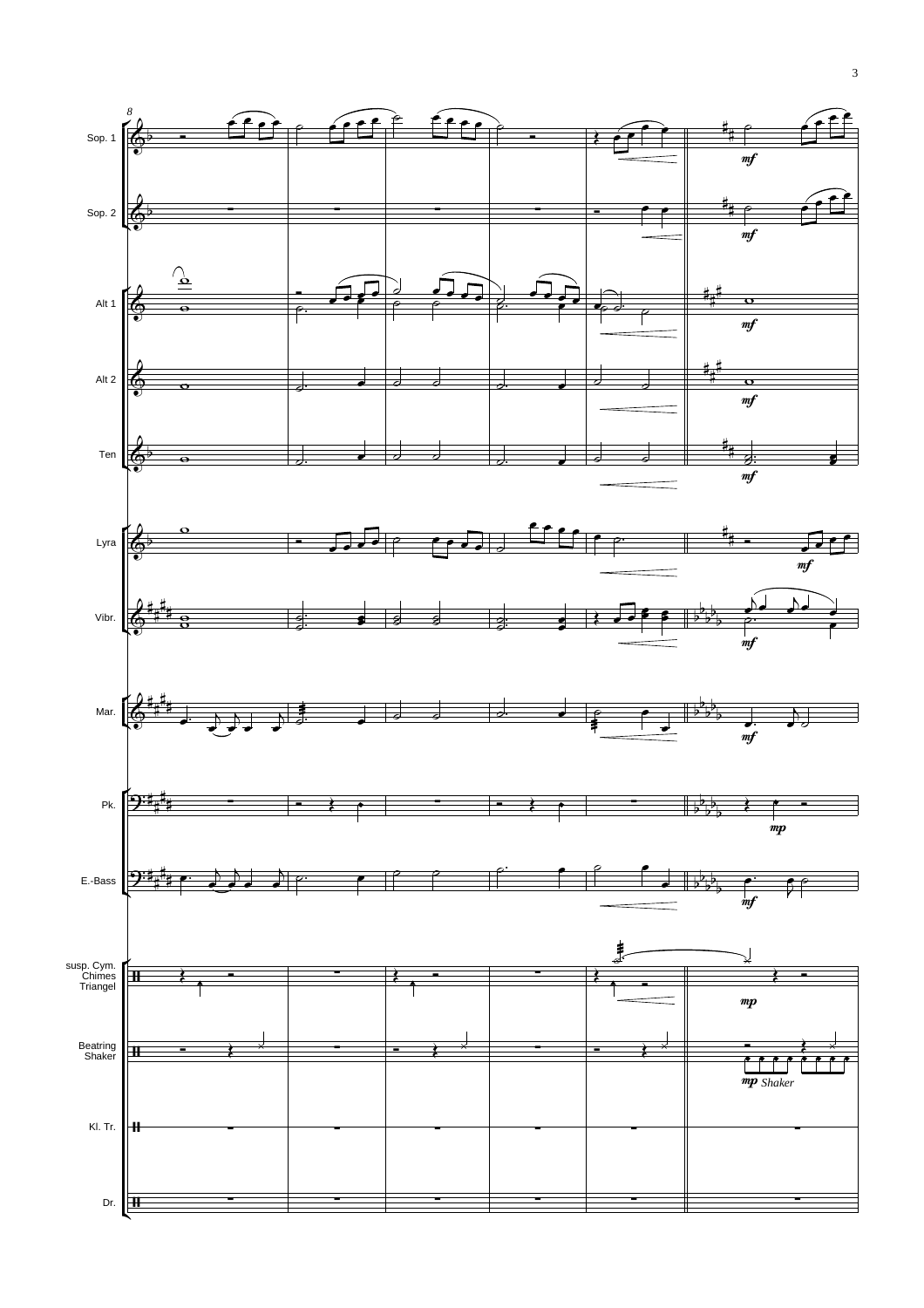Sop. 1

Sop. 2

Alt 1

Alt 2

Ten

Lyra

Vibr.

Mar.

Pk.

E.-Bass

susp. Cym.
Chimes
Triangel

Beatring
Shaker

Kl. Tr.

Dr.

*mf* *mf* *mf* *mf* *mf* *mf* *mf* *mf* *mp* *mf* *mp* *mp* *Shaker*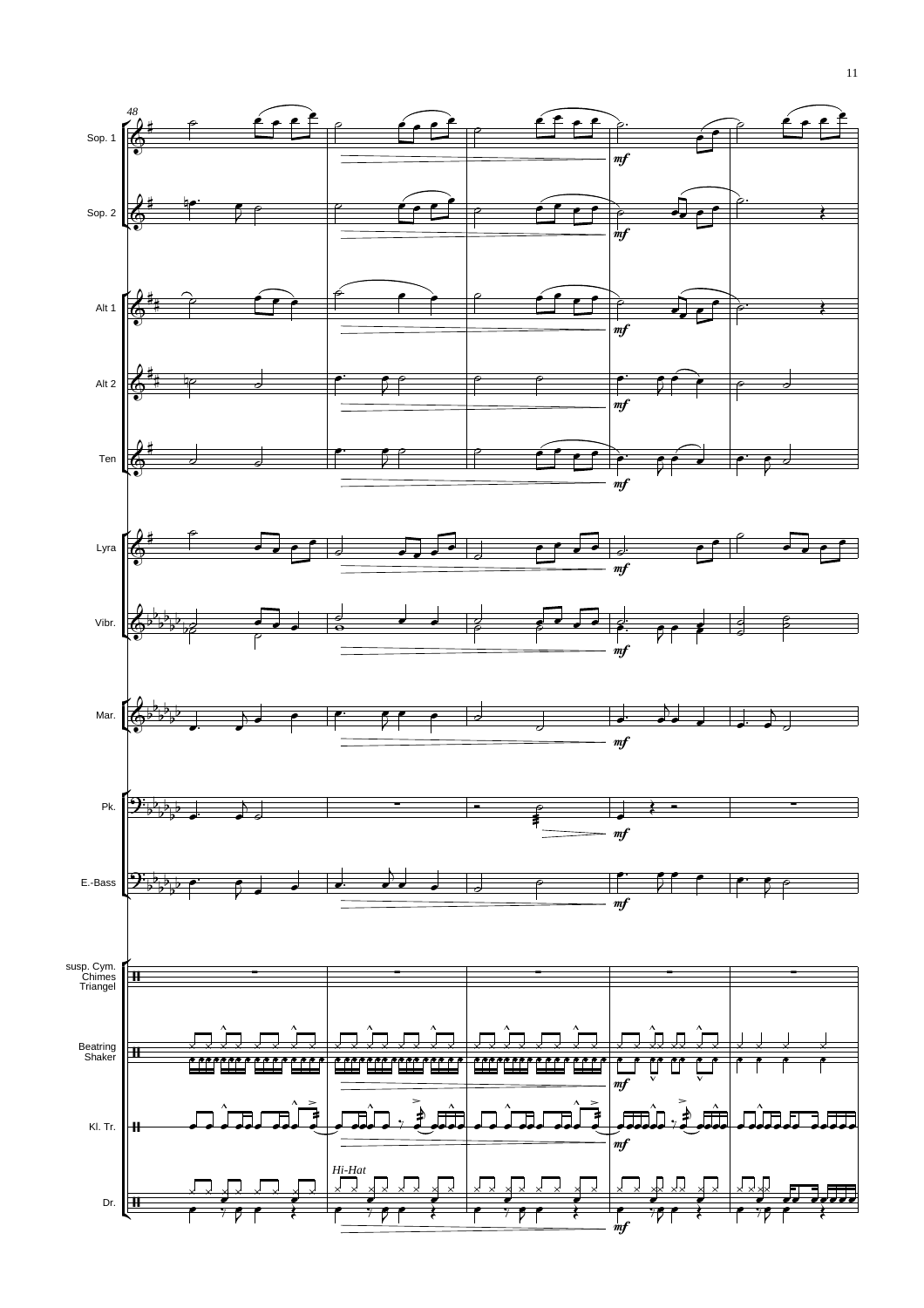48

Sop. 1

Sop. 2

Alt 1

Alt 2

Ten

Lyra

Vibr.

Mar.

Pk.

E.-Bass

susp. Cym.
Chimes
Triangel

Beatring
Shaker

Kl. Tr.

*Hi-Hat*

Dr.

*mf*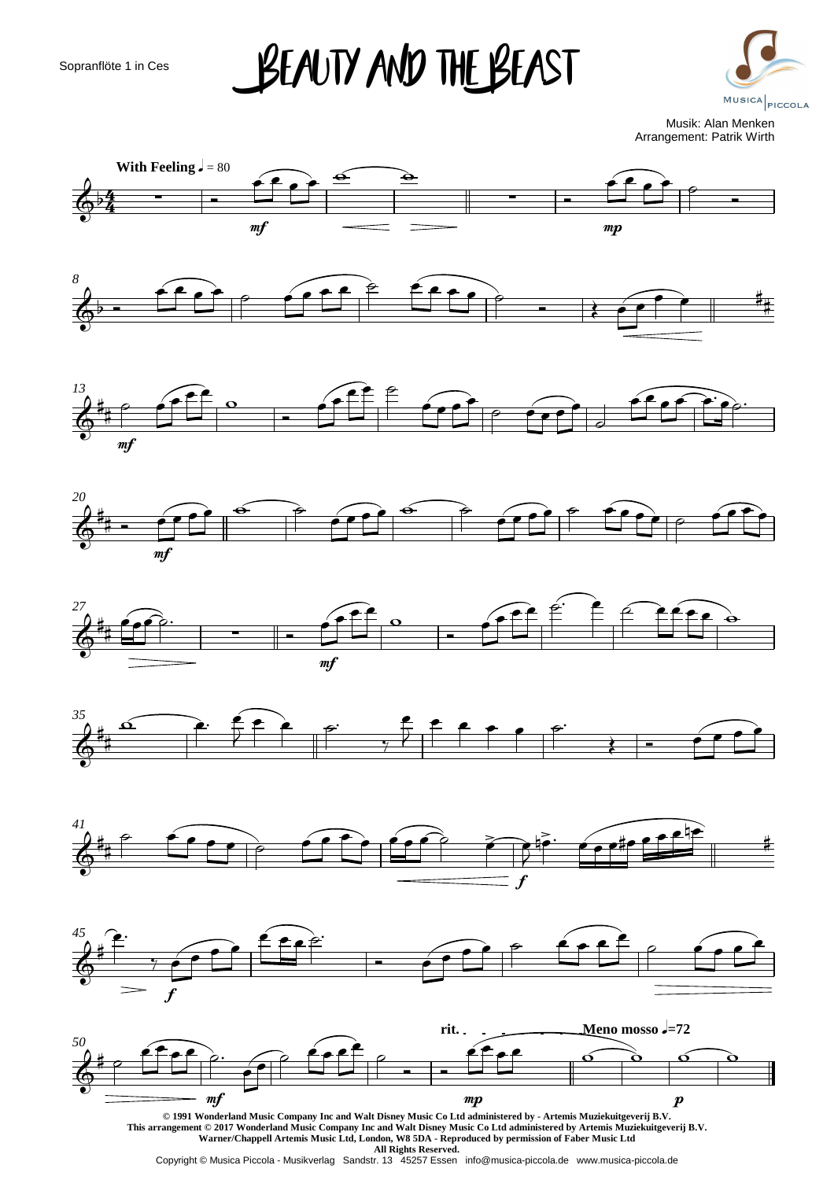Sopranflöte 1 in Ces

# Beauty and the Beast

Musik: Alan Menken
Arrangement: Patrik Wirth

**With Feeling** ♩ = 80

**© 1991 Wonderland Music Company Inc and Walt Disney Music Co Ltd administered by - Artemis Muziekuitgeverij B.V.**
**This arrangement © 2017 Wonderland Music Company Inc and Walt Disney Music Co Ltd administered by Artemis Muziekuitgeverij B.V.**
**Warner/Chappell Artemis Music Ltd, London, W8 5DA - Reproduced by permission of Faber Music Ltd**
**All Rights Reserved.**

Copyright © Musica Piccola - Musikverlag Sandstr. 13 45257 Essen info@musica-piccola.de www.musica-piccola.de